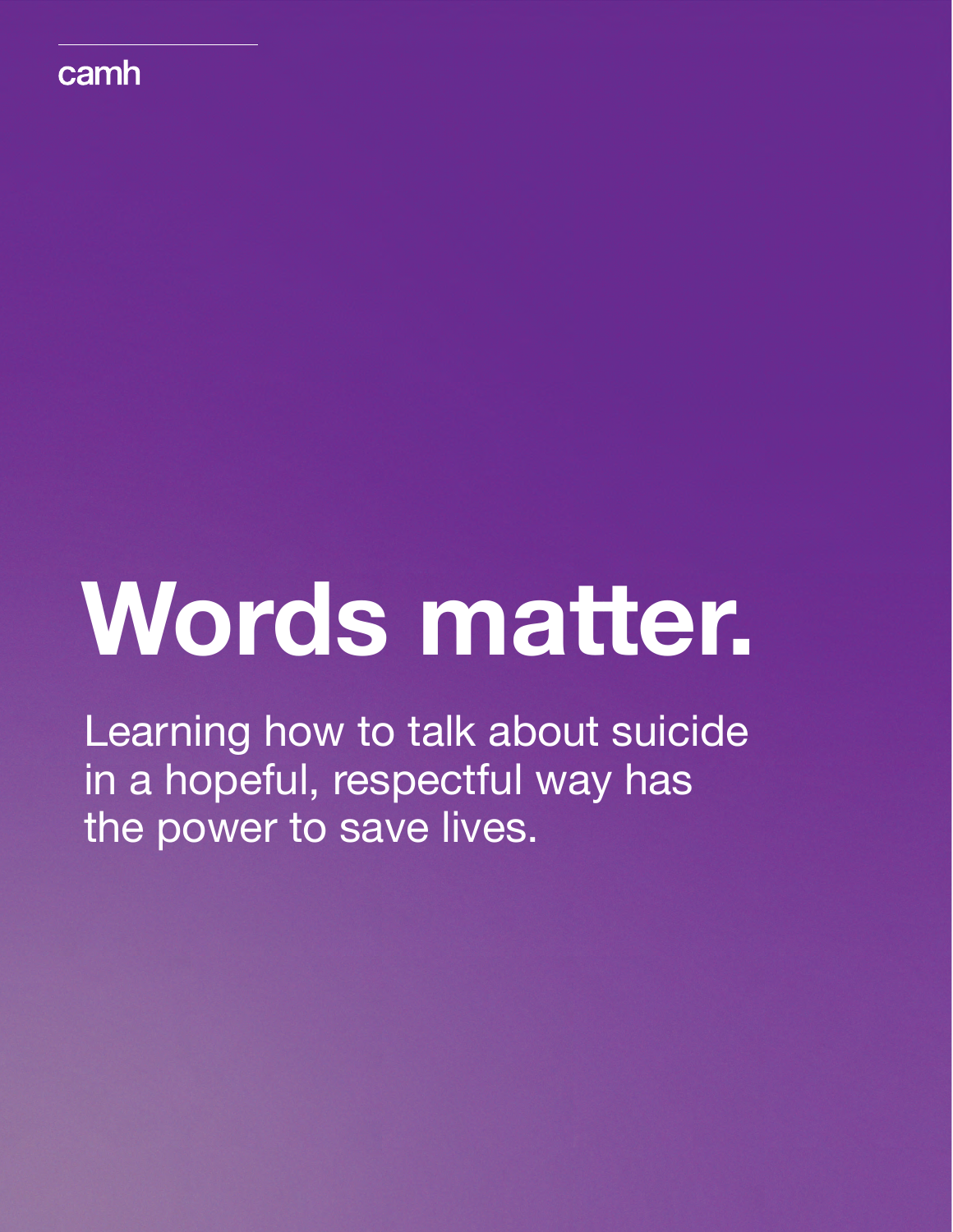camh

# Words matter.

Learning how to talk about suicide in a hopeful, respectful way has the power to save lives.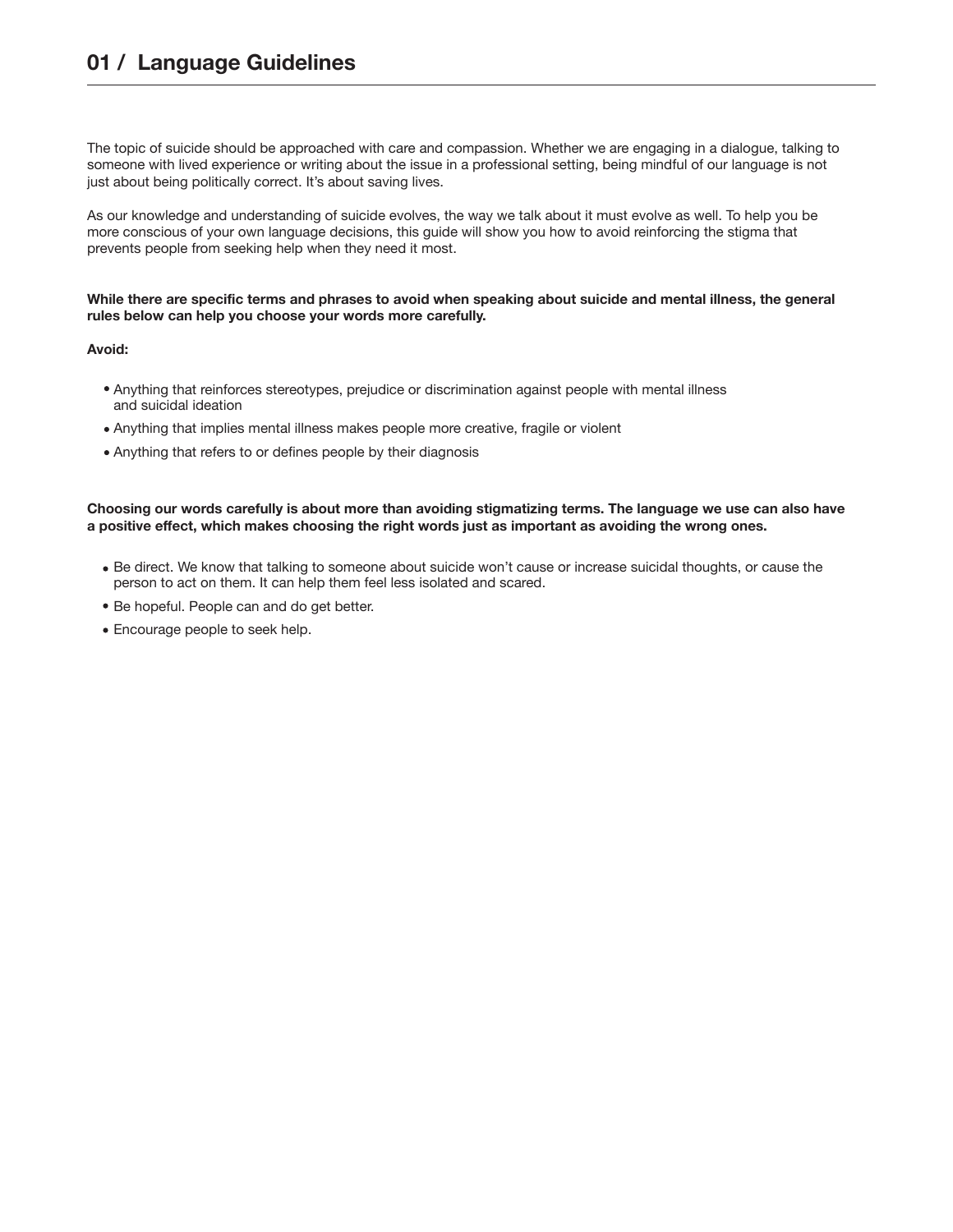# 01 / Language Guidelines

The topic of suicide should be approached with care and compassion. Whether we are engaging in a dialogue, talking to someone with lived experience or writing about the issue in a professional setting, being mindful of our language is not just about being politically correct. It's about saving lives.

As our knowledge and understanding of suicide evolves, the way we talk about it must evolve as well. To help you be more conscious of your own language decisions, this guide will show you how to avoid reinforcing the stigma that prevents people from seeking help when they need it most.

**While there are specific terms and phrases to avoid when speaking about suicide and mental illness, the general rules below can help you choose your words more carefully.**

**Avoid:**

- Anything that reinforces stereotypes, prejudice or discrimination against people with mental illness and suicidal ideation
- Anything that implies mental illness makes people more creative, fragile or violent
- Anything that refers to or defines people by their diagnosis

**Choosing our words carefully is about more than avoiding stigmatizing terms. The language we use can also have a positive effect, which makes choosing the right words just as important as avoiding the wrong ones.**

- Be direct. We know that talking to someone about suicide won't cause or increase suicidal thoughts, or cause the person to act on them. It can help them feel less isolated and scared.
- Be hopeful. People can and do get better.
- Encourage people to seek help.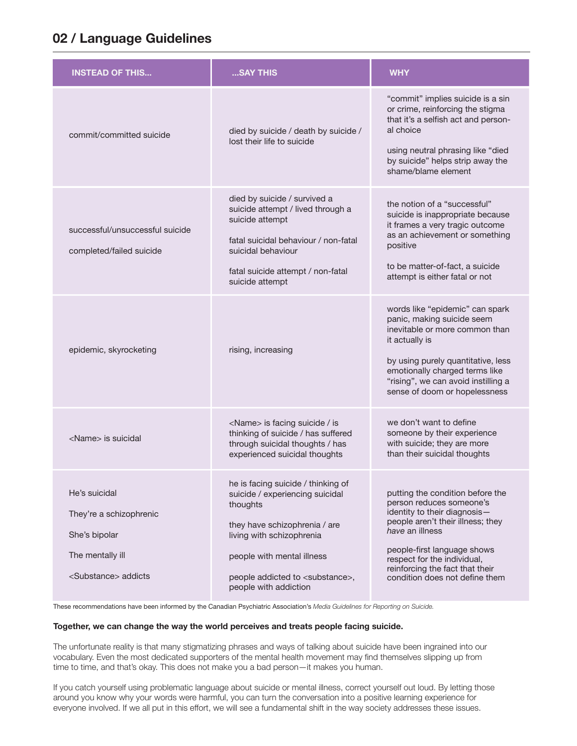## 02 / Language Guidelines

| INSTEAD OF THIS... | ...SAY THIS | WHY |
|---|---|---|
| commit/committed suicide | died by suicide / death by suicide / lost their life to suicide | "commit" implies suicide is a sin or crime, reinforcing the stigma that it's a selfish act and personal choice<br><br>using neutral phrasing like "died by suicide" helps strip away the shame/blame element |
| successful/unsuccessful suicide<br><br>completed/failed suicide | died by suicide / survived a suicide attempt / lived through a suicide attempt<br><br>fatal suicidal behaviour / non-fatal suicidal behaviour<br><br>fatal suicide attempt / non-fatal suicide attempt | the notion of a "successful" suicide is inappropriate because it frames a very tragic outcome as an achievement or something positive<br><br>to be matter-of-fact, a suicide attempt is either fatal or not |
| epidemic, skyrocketing | rising, increasing | words like "epidemic" can spark panic, making suicide seem inevitable or more common than it actually is<br><br>by using purely quantitative, less emotionally charged terms like "rising", we can avoid instilling a sense of doom or hopelessness |
| <Name> is suicidal | <Name> is facing suicide / is thinking of suicide / has suffered through suicidal thoughts / has experienced suicidal thoughts | we don't want to define someone by their experience with suicide; they are more than their suicidal thoughts |
| He's suicidal<br><br>They're a schizophrenic<br><br>She's bipolar<br><br>The mentally ill<br><br><Substance> addicts | he is facing suicide / thinking of suicide / experiencing suicidal thoughts<br><br>they have schizophrenia / are living with schizophrenia<br><br>people with mental illness<br><br>people addicted to <substance>, people with addiction | putting the condition before the person reduces someone's identity to their diagnosis—people aren't their illness; they *have* an illness<br><br>people-first language shows respect for the individual, reinforcing the fact that their condition does not define them |

These recommendations have been informed by the Canadian Psychiatric Association's *Media Guidelines for Reporting on Suicide.*

**Together, we can change the way the world perceives and treats people facing suicide.**

The unfortunate reality is that many stigmatizing phrases and ways of talking about suicide have been ingrained into our vocabulary. Even the most dedicated supporters of the mental health movement may find themselves slipping up from time to time, and that's okay. This does not make you a bad person—it makes you human.

If you catch yourself using problematic language about suicide or mental illness, correct yourself out loud. By letting those around you know why your words were harmful, you can turn the conversation into a positive learning experience for everyone involved. If we all put in this effort, we will see a fundamental shift in the way society addresses these issues.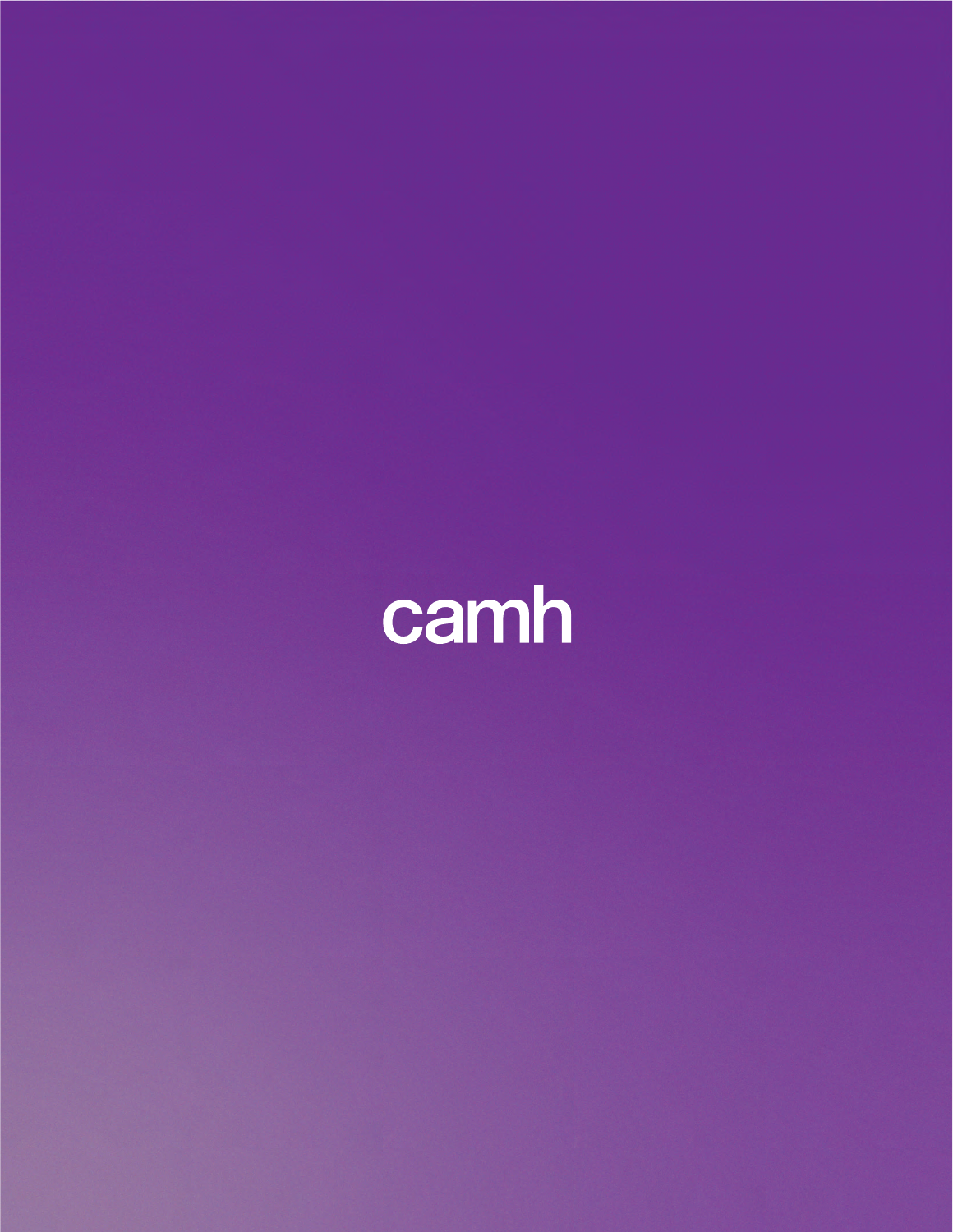camh